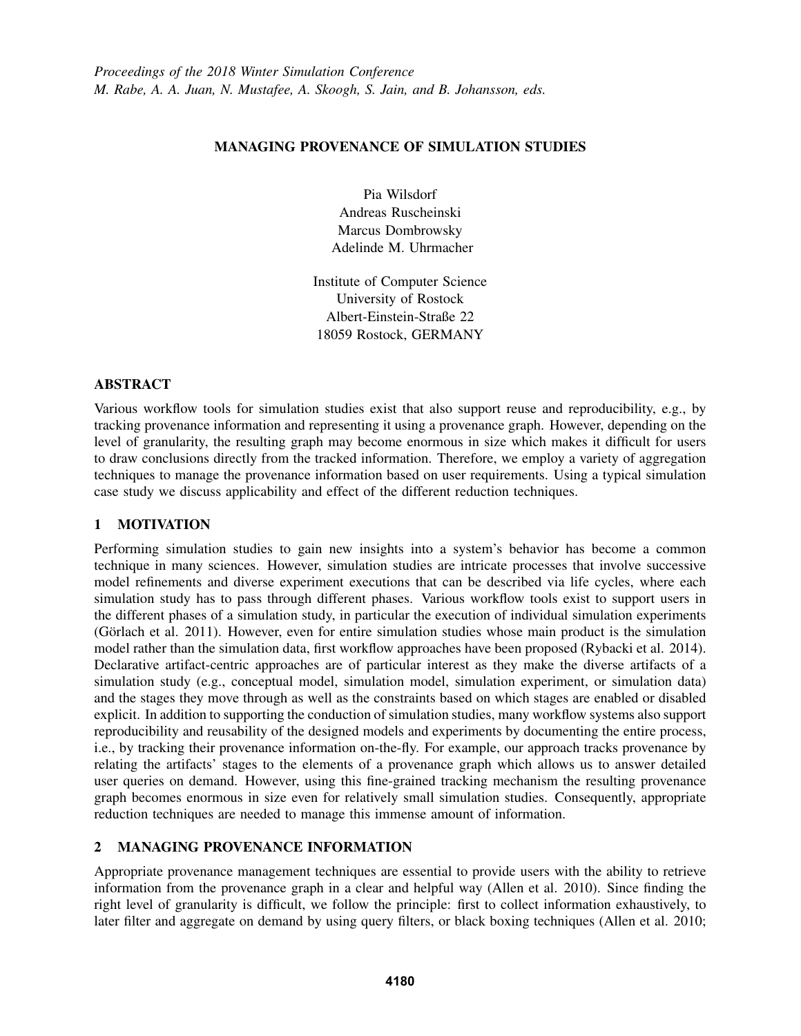*Proceedings of the 2018 Winter Simulation Conference*
*M. Rabe, A. A. Juan, N. Mustafee, A. Skoogh, S. Jain, and B. Johansson, eds.*

# MANAGING PROVENANCE OF SIMULATION STUDIES

Pia Wilsdorf
Andreas Ruscheinski
Marcus Dombrowsky
Adelinde M. Uhrmacher

Institute of Computer Science
University of Rostock
Albert-Einstein-Straße 22
18059 Rostock, GERMANY

## ABSTRACT

Various workflow tools for simulation studies exist that also support reuse and reproducibility, e.g., by tracking provenance information and representing it using a provenance graph. However, depending on the level of granularity, the resulting graph may become enormous in size which makes it difficult for users to draw conclusions directly from the tracked information. Therefore, we employ a variety of aggregation techniques to manage the provenance information based on user requirements. Using a typical simulation case study we discuss applicability and effect of the different reduction techniques.

## 1 MOTIVATION

Performing simulation studies to gain new insights into a system's behavior has become a common technique in many sciences. However, simulation studies are intricate processes that involve successive model refinements and diverse experiment executions that can be described via life cycles, where each simulation study has to pass through different phases. Various workflow tools exist to support users in the different phases of a simulation study, in particular the execution of individual simulation experiments (Görlach et al. 2011). However, even for entire simulation studies whose main product is the simulation model rather than the simulation data, first workflow approaches have been proposed (Rybacki et al. 2014). Declarative artifact-centric approaches are of particular interest as they make the diverse artifacts of a simulation study (e.g., conceptual model, simulation model, simulation experiment, or simulation data) and the stages they move through as well as the constraints based on which stages are enabled or disabled explicit. In addition to supporting the conduction of simulation studies, many workflow systems also support reproducibility and reusability of the designed models and experiments by documenting the entire process, i.e., by tracking their provenance information on-the-fly. For example, our approach tracks provenance by relating the artifacts' stages to the elements of a provenance graph which allows us to answer detailed user queries on demand. However, using this fine-grained tracking mechanism the resulting provenance graph becomes enormous in size even for relatively small simulation studies. Consequently, appropriate reduction techniques are needed to manage this immense amount of information.

## 2 MANAGING PROVENANCE INFORMATION

Appropriate provenance management techniques are essential to provide users with the ability to retrieve information from the provenance graph in a clear and helpful way (Allen et al. 2010). Since finding the right level of granularity is difficult, we follow the principle: first to collect information exhaustively, to later filter and aggregate on demand by using query filters, or black boxing techniques (Allen et al. 2010;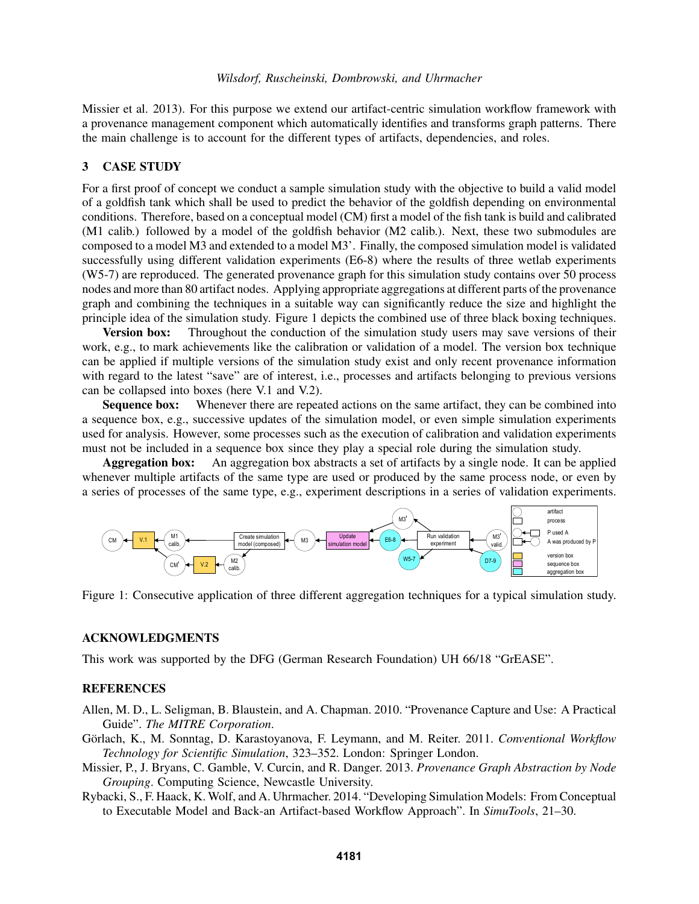Missier et al. 2013). For this purpose we extend our artifact-centric simulation workflow framework with a provenance management component which automatically identifies and transforms graph patterns. There the main challenge is to account for the different types of artifacts, dependencies, and roles.

## 3 CASE STUDY

For a first proof of concept we conduct a sample simulation study with the objective to build a valid model of a goldfish tank which shall be used to predict the behavior of the goldfish depending on environmental conditions. Therefore, based on a conceptual model (CM) first a model of the fish tank is build and calibrated (M1 calib.) followed by a model of the goldfish behavior (M2 calib.). Next, these two submodules are composed to a model M3 and extended to a model M3'. Finally, the composed simulation model is validated successfully using different validation experiments (E6-8) where the results of three wetlab experiments (W5-7) are reproduced. The generated provenance graph for this simulation study contains over 50 process nodes and more than 80 artifact nodes. Applying appropriate aggregations at different parts of the provenance graph and combining the techniques in a suitable way can significantly reduce the size and highlight the principle idea of the simulation study. Figure 1 depicts the combined use of three black boxing techniques.

**Version box:** Throughout the conduction of the simulation study users may save versions of their work, e.g., to mark achievements like the calibration or validation of a model. The version box technique can be applied if multiple versions of the simulation study exist and only recent provenance information with regard to the latest "save" are of interest, i.e., processes and artifacts belonging to previous versions can be collapsed into boxes (here V.1 and V.2).

**Sequence box:** Whenever there are repeated actions on the same artifact, they can be combined into a sequence box, e.g., successive updates of the simulation model, or even simple simulation experiments used for analysis. However, some processes such as the execution of calibration and validation experiments must not be included in a sequence box since they play a special role during the simulation study.

**Aggregation box:** An aggregation box abstracts a set of artifacts by a single node. It can be applied whenever multiple artifacts of the same type are used or produced by the same process node, or even by a series of processes of the same type, e.g., experiment descriptions in a series of validation experiments.

CM
V.1
M1 calib.
Create simulation model (composed)
M3
Update simulation model
E6-8
Run validation experiment
M3' valid.
M3'
W5-7
D7-9
CM'
V.2
M2 calib.

artifact
process
P used A
A was produced by P
version box
sequence box
aggregation box

Figure 1: Consecutive application of three different aggregation techniques for a typical simulation study.

## ACKNOWLEDGMENTS

This work was supported by the DFG (German Research Foundation) UH 66/18 "GrEASE".

## REFERENCES

Allen, M. D., L. Seligman, B. Blaustein, and A. Chapman. 2010. "Provenance Capture and Use: A Practical Guide". *The MITRE Corporation*.

Görlach, K., M. Sonntag, D. Karastoyanova, F. Leymann, and M. Reiter. 2011. *Conventional Workflow Technology for Scientific Simulation*, 323–352. London: Springer London.

Missier, P., J. Bryans, C. Gamble, V. Curcin, and R. Danger. 2013. *Provenance Graph Abstraction by Node Grouping*. Computing Science, Newcastle University.

Rybacki, S., F. Haack, K. Wolf, and A. Uhrmacher. 2014. "Developing Simulation Models: From Conceptual to Executable Model and Back-an Artifact-based Workflow Approach". In *SimuTools*, 21–30.